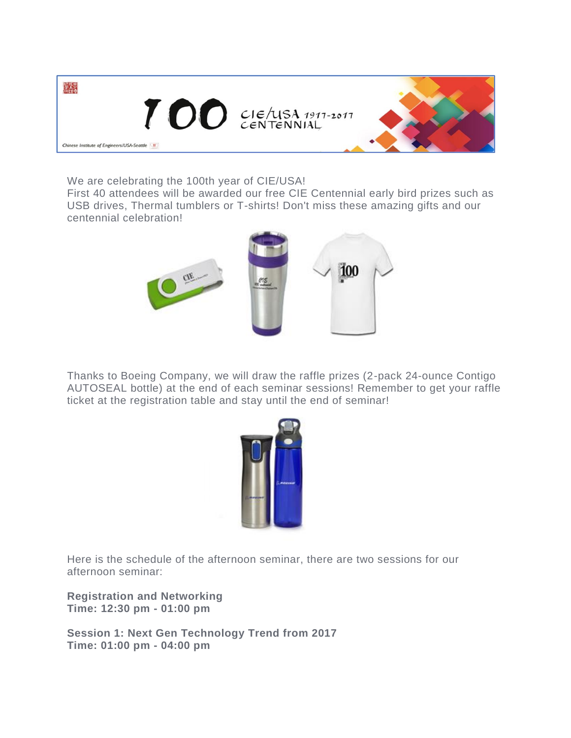We are celebrating the 100th year of CIE/USA!
First 40 attendees will be awarded our free CIE Centennial early bird prizes such as USB drives, Thermal tumblers or T-shirts! Don't miss these amazing gifts and our centennial celebration!

Thanks to Boeing Company, we will draw the raffle prizes (2-pack 24-ounce Contigo AUTOSEAL bottle) at the end of each seminar sessions! Remember to get your raffle ticket at the registration table and stay until the end of seminar!

Here is the schedule of the afternoon seminar, there are two sessions for our afternoon seminar:

**Registration and Networking**
**Time: 12:30 pm - 01:00 pm**

**Session 1: Next Gen Technology Trend from 2017**
**Time: 01:00 pm - 04:00 pm**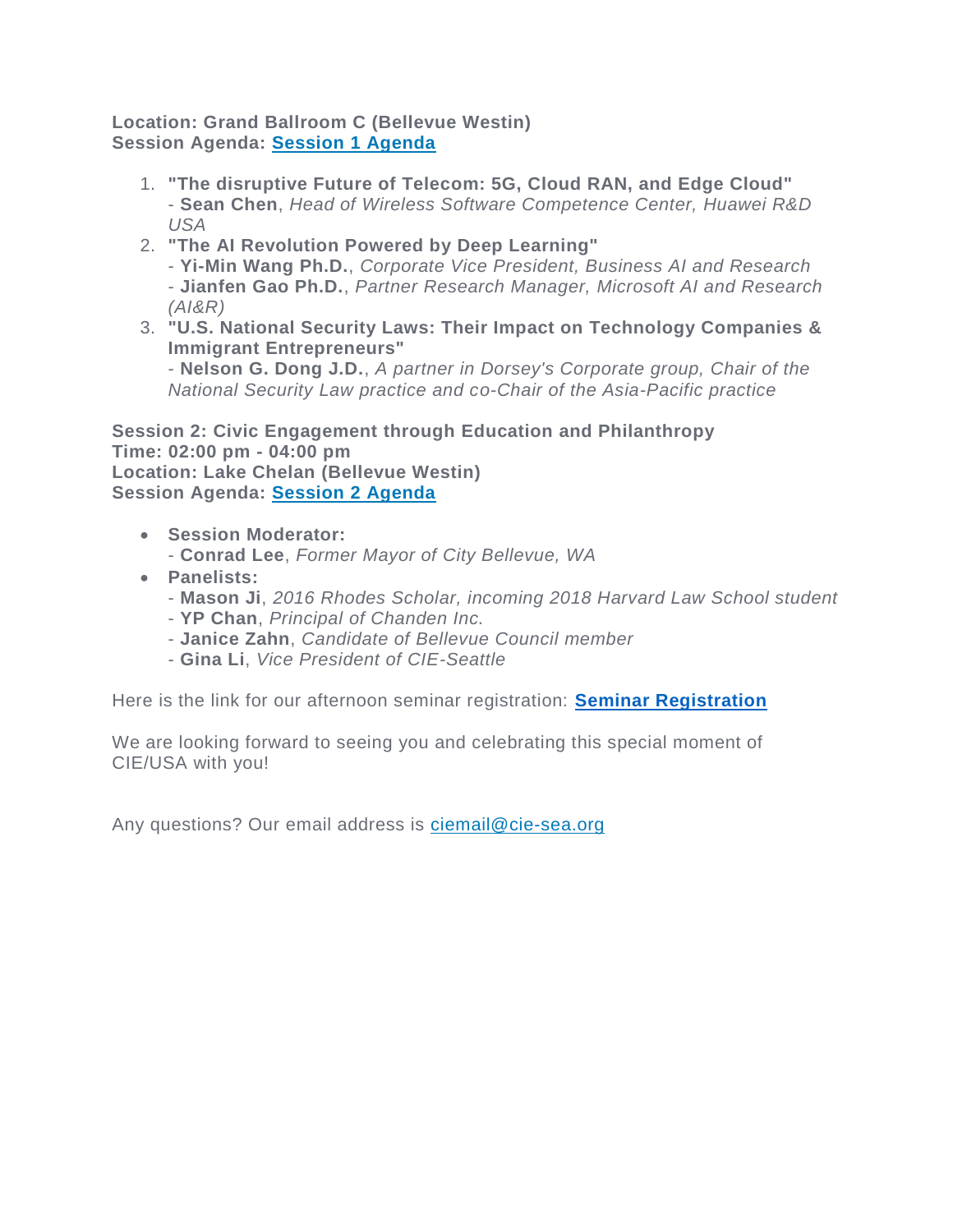**Location: Grand Ballroom C (Bellevue Westin)**
**Session Agenda: [Session 1 Agenda]**

1. **"The disruptive Future of Telecom: 5G, Cloud RAN, and Edge Cloud"**
   - **Sean Chen**, *Head of Wireless Software Competence Center, Huawei R&D USA*
2. **"The AI Revolution Powered by Deep Learning"**
   - **Yi-Min Wang Ph.D.**, *Corporate Vice President, Business AI and Research*
   - **Jianfen Gao Ph.D.**, *Partner Research Manager, Microsoft AI and Research (AI&R)*
3. **"U.S. National Security Laws: Their Impact on Technology Companies & Immigrant Entrepreneurs"**
   - **Nelson G. Dong J.D.**, *A partner in Dorsey's Corporate group, Chair of the National Security Law practice and co-Chair of the Asia-Pacific practice*

**Session 2: Civic Engagement through Education and Philanthropy**
**Time: 02:00 pm - 04:00 pm**
**Location: Lake Chelan (Bellevue Westin)**
**Session Agenda: [Session 2 Agenda]**

- **Session Moderator:**
  - **Conrad Lee**, *Former Mayor of City Bellevue, WA*
- **Panelists:**
  - **Mason Ji**, *2016 Rhodes Scholar, incoming 2018 Harvard Law School student*
  - **YP Chan**, *Principal of Chanden Inc.*
  - **Janice Zahn**, *Candidate of Bellevue Council member*
  - **Gina Li**, *Vice President of CIE-Seattle*

Here is the link for our afternoon seminar registration: **[Seminar Registration]**

We are looking forward to seeing you and celebrating this special moment of CIE/USA with you!

Any questions? Our email address is ciemail@cie-sea.org